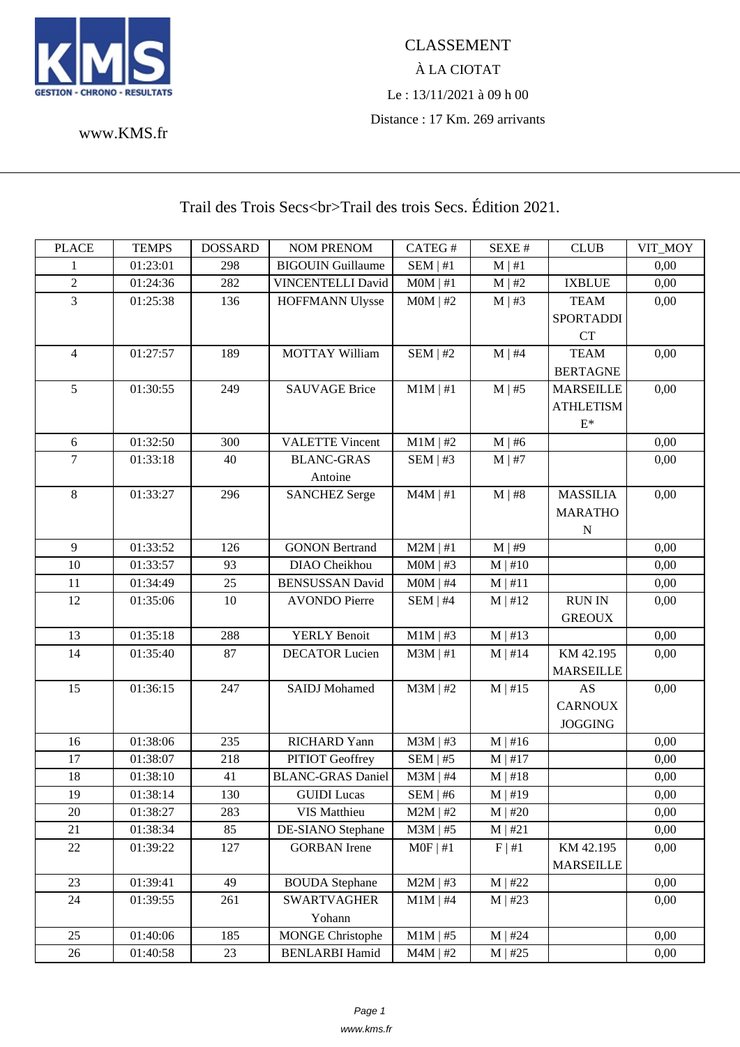KMS GESTION - CHRONO - RESULTATS

www.KMS.fr

CLASSEMENT

À LA CIOTAT

Le : 13/11/2021 à 09 h 00

Distance : 17 Km. 269 arrivants

## Trail des Trois Secs<br>Trail des trois Secs. Édition 2021.

| PLACE | TEMPS | DOSSARD | NOM PRENOM | CATEG # | SEXE # | CLUB | VIT_MOY |
|---|---|---|---|---|---|---|---|
| 1 | 01:23:01 | 298 | BIGOUIN Guillaume | SEM \| #1 | M \| #1 | | 0,00 |
| 2 | 01:24:36 | 282 | VINCENTELLI David | M0M \| #1 | M \| #2 | IXBLUE | 0,00 |
| 3 | 01:25:38 | 136 | HOFFMANN Ulysse | M0M \| #2 | M \| #3 | TEAM SPORTADDICT | 0,00 |
| 4 | 01:27:57 | 189 | MOTTAY William | SEM \| #2 | M \| #4 | TEAM BERTAGNE | 0,00 |
| 5 | 01:30:55 | 249 | SAUVAGE Brice | M1M \| #1 | M \| #5 | MARSEILLE ATHLETISME* | 0,00 |
| 6 | 01:32:50 | 300 | VALETTE Vincent | M1M \| #2 | M \| #6 | | 0,00 |
| 7 | 01:33:18 | 40 | BLANC-GRAS Antoine | SEM \| #3 | M \| #7 | | 0,00 |
| 8 | 01:33:27 | 296 | SANCHEZ Serge | M4M \| #1 | M \| #8 | MASSILIA MARATHON | 0,00 |
| 9 | 01:33:52 | 126 | GONON Bertrand | M2M \| #1 | M \| #9 | | 0,00 |
| 10 | 01:33:57 | 93 | DIAO Cheikhou | M0M \| #3 | M \| #10 | | 0,00 |
| 11 | 01:34:49 | 25 | BENSUSSAN David | M0M \| #4 | M \| #11 | | 0,00 |
| 12 | 01:35:06 | 10 | AVONDO Pierre | SEM \| #4 | M \| #12 | RUN IN GREOUX | 0,00 |
| 13 | 01:35:18 | 288 | YERLY Benoit | M1M \| #3 | M \| #13 | | 0,00 |
| 14 | 01:35:40 | 87 | DECATOR Lucien | M3M \| #1 | M \| #14 | KM 42.195 MARSEILLE | 0,00 |
| 15 | 01:36:15 | 247 | SAIDJ Mohamed | M3M \| #2 | M \| #15 | AS CARNOUX JOGGING | 0,00 |
| 16 | 01:38:06 | 235 | RICHARD Yann | M3M \| #3 | M \| #16 | | 0,00 |
| 17 | 01:38:07 | 218 | PITIOT Geoffrey | SEM \| #5 | M \| #17 | | 0,00 |
| 18 | 01:38:10 | 41 | BLANC-GRAS Daniel | M3M \| #4 | M \| #18 | | 0,00 |
| 19 | 01:38:14 | 130 | GUIDI Lucas | SEM \| #6 | M \| #19 | | 0,00 |
| 20 | 01:38:27 | 283 | VIS Matthieu | M2M \| #2 | M \| #20 | | 0,00 |
| 21 | 01:38:34 | 85 | DE-SIANO Stephane | M3M \| #5 | M \| #21 | | 0,00 |
| 22 | 01:39:22 | 127 | GORBAN Irene | M0F \| #1 | F \| #1 | KM 42.195 MARSEILLE | 0,00 |
| 23 | 01:39:41 | 49 | BOUDA Stephane | M2M \| #3 | M \| #22 | | 0,00 |
| 24 | 01:39:55 | 261 | SWARTVAGHER Yohann | M1M \| #4 | M \| #23 | | 0,00 |
| 25 | 01:40:06 | 185 | MONGE Christophe | M1M \| #5 | M \| #24 | | 0,00 |
| 26 | 01:40:58 | 23 | BENLARBI Hamid | M4M \| #2 | M \| #25 | | 0,00 |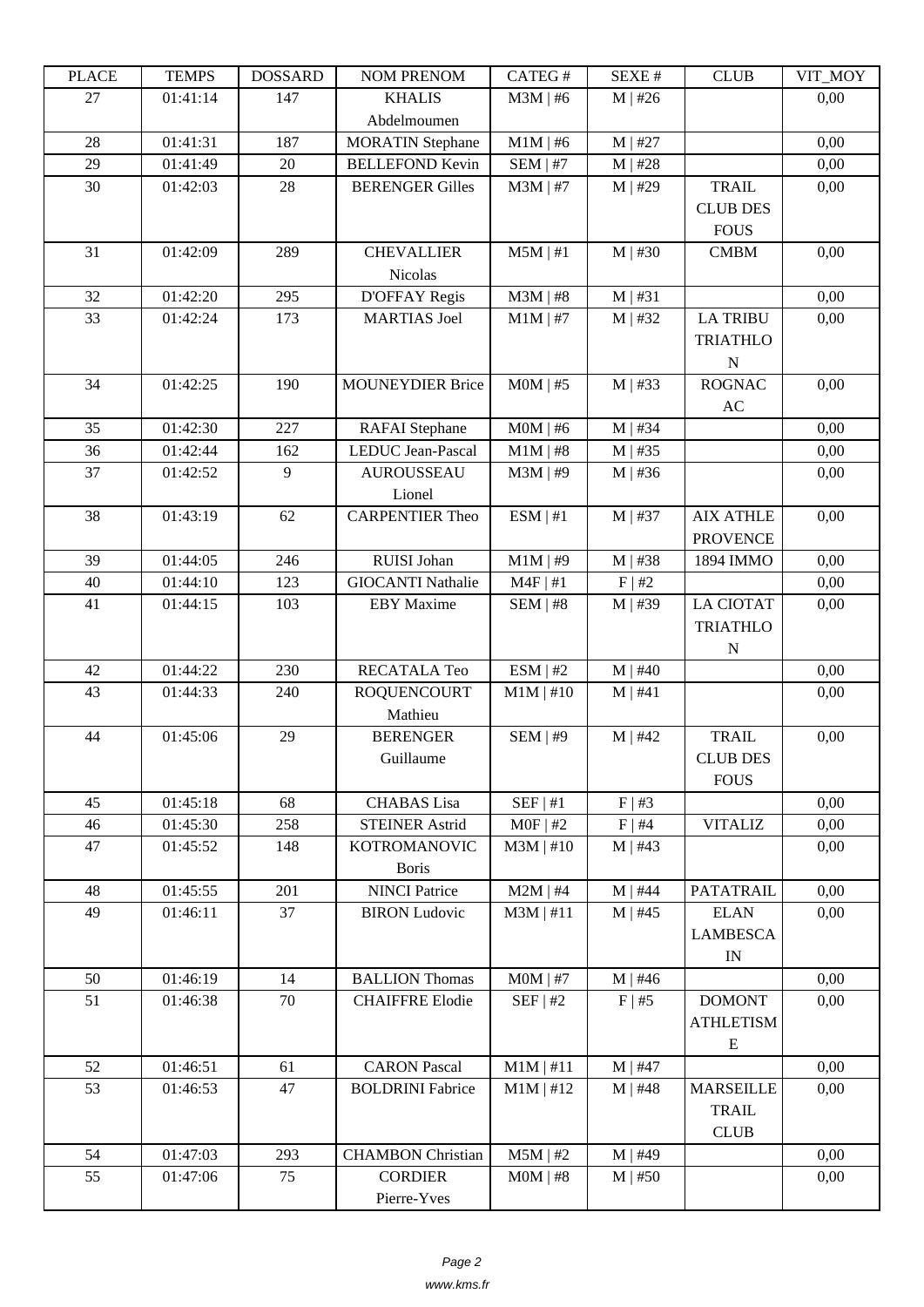| PLACE | TEMPS | DOSSARD | NOM PRENOM | CATEG # | SEXE # | CLUB | VIT_MOY |
|---|---|---|---|---|---|---|---|
| 27 | 01:41:14 | 147 | KHALIS Abdelmoumen | M3M \| #6 | M \| #26 | | 0,00 |
| 28 | 01:41:31 | 187 | MORATIN Stephane | M1M \| #6 | M \| #27 | | 0,00 |
| 29 | 01:41:49 | 20 | BELLEFOND Kevin | SEM \| #7 | M \| #28 | | 0,00 |
| 30 | 01:42:03 | 28 | BERENGER Gilles | M3M \| #7 | M \| #29 | TRAIL CLUB DES FOUS | 0,00 |
| 31 | 01:42:09 | 289 | CHEVALLIER Nicolas | M5M \| #1 | M \| #30 | CMBM | 0,00 |
| 32 | 01:42:20 | 295 | D'OFFAY Regis | M3M \| #8 | M \| #31 | | 0,00 |
| 33 | 01:42:24 | 173 | MARTIAS Joel | M1M \| #7 | M \| #32 | LA TRIBU TRIATHLON | 0,00 |
| 34 | 01:42:25 | 190 | MOUNEYDIER Brice | M0M \| #5 | M \| #33 | ROGNAC AC | 0,00 |
| 35 | 01:42:30 | 227 | RAFAI Stephane | M0M \| #6 | M \| #34 | | 0,00 |
| 36 | 01:42:44 | 162 | LEDUC Jean-Pascal | M1M \| #8 | M \| #35 | | 0,00 |
| 37 | 01:42:52 | 9 | AUROUSSEAU Lionel | M3M \| #9 | M \| #36 | | 0,00 |
| 38 | 01:43:19 | 62 | CARPENTIER Theo | ESM \| #1 | M \| #37 | AIX ATHLE PROVENCE | 0,00 |
| 39 | 01:44:05 | 246 | RUISI Johan | M1M \| #9 | M \| #38 | 1894 IMMO | 0,00 |
| 40 | 01:44:10 | 123 | GIOCANTI Nathalie | M4F \| #1 | F \| #2 | | 0,00 |
| 41 | 01:44:15 | 103 | EBY Maxime | SEM \| #8 | M \| #39 | LA CIOTAT TRIATHLON | 0,00 |
| 42 | 01:44:22 | 230 | RECATALA Teo | ESM \| #2 | M \| #40 | | 0,00 |
| 43 | 01:44:33 | 240 | ROQUENCOURT Mathieu | M1M \| #10 | M \| #41 | | 0,00 |
| 44 | 01:45:06 | 29 | BERENGER Guillaume | SEM \| #9 | M \| #42 | TRAIL CLUB DES FOUS | 0,00 |
| 45 | 01:45:18 | 68 | CHABAS Lisa | SEF \| #1 | F \| #3 | | 0,00 |
| 46 | 01:45:30 | 258 | STEINER Astrid | M0F \| #2 | F \| #4 | VITALIZ | 0,00 |
| 47 | 01:45:52 | 148 | KOTROMANOVIC Boris | M3M \| #10 | M \| #43 | | 0,00 |
| 48 | 01:45:55 | 201 | NINCI Patrice | M2M \| #4 | M \| #44 | PATATRAIL | 0,00 |
| 49 | 01:46:11 | 37 | BIRON Ludovic | M3M \| #11 | M \| #45 | ELAN LAMBESCAIN | 0,00 |
| 50 | 01:46:19 | 14 | BALLION Thomas | M0M \| #7 | M \| #46 | | 0,00 |
| 51 | 01:46:38 | 70 | CHAIFFRE Elodie | SEF \| #2 | F \| #5 | DOMONT ATHLETISME | 0,00 |
| 52 | 01:46:51 | 61 | CARON Pascal | M1M \| #11 | M \| #47 | | 0,00 |
| 53 | 01:46:53 | 47 | BOLDRINI Fabrice | M1M \| #12 | M \| #48 | MARSEILLE TRAIL CLUB | 0,00 |
| 54 | 01:47:03 | 293 | CHAMBON Christian | M5M \| #2 | M \| #49 | | 0,00 |
| 55 | 01:47:06 | 75 | CORDIER Pierre-Yves | M0M \| #8 | M \| #50 | | 0,00 |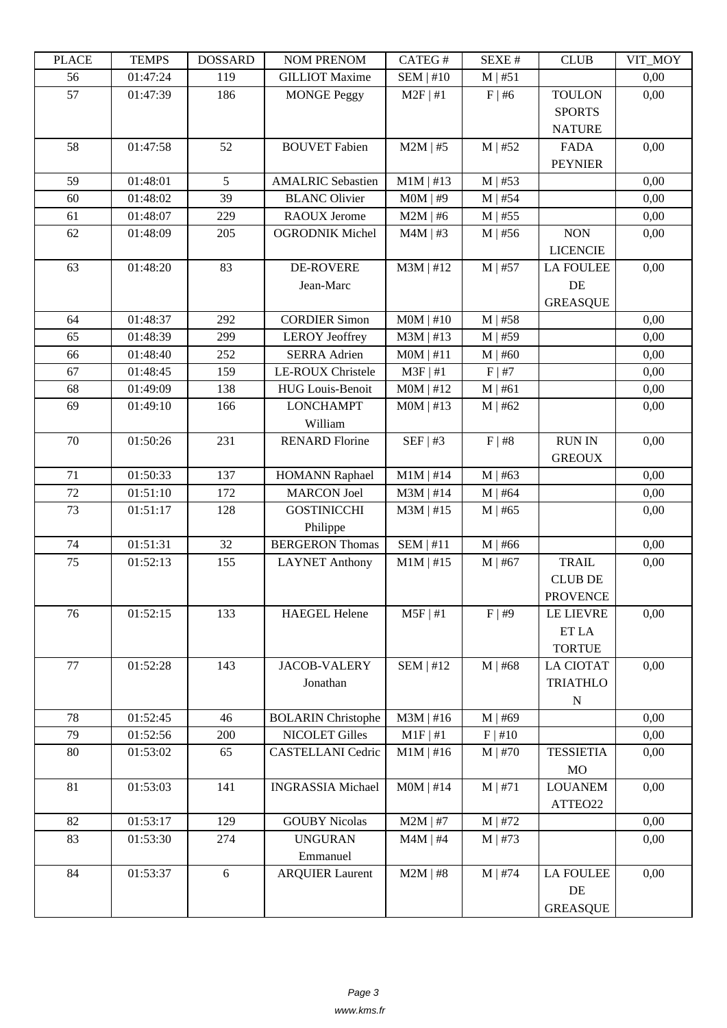| PLACE | TEMPS | DOSSARD | NOM PRENOM | CATEG # | SEXE # | CLUB | VIT_MOY |
|---|---|---|---|---|---|---|---|
| 56 | 01:47:24 | 119 | GILLIOT Maxime | SEM \| #10 | M \| #51 | | 0,00 |
| 57 | 01:47:39 | 186 | MONGE Peggy | M2F \| #1 | F \| #6 | TOULON SPORTS NATURE | 0,00 |
| 58 | 01:47:58 | 52 | BOUVET Fabien | M2M \| #5 | M \| #52 | FADA PEYNIER | 0,00 |
| 59 | 01:48:01 | 5 | AMALRIC Sebastien | M1M \| #13 | M \| #53 | | 0,00 |
| 60 | 01:48:02 | 39 | BLANC Olivier | M0M \| #9 | M \| #54 | | 0,00 |
| 61 | 01:48:07 | 229 | RAOUX Jerome | M2M \| #6 | M \| #55 | | 0,00 |
| 62 | 01:48:09 | 205 | OGRODNIK Michel | M4M \| #3 | M \| #56 | NON LICENCIE | 0,00 |
| 63 | 01:48:20 | 83 | DE-ROVERE Jean-Marc | M3M \| #12 | M \| #57 | LA FOULEE DE GREASQUE | 0,00 |
| 64 | 01:48:37 | 292 | CORDIER Simon | M0M \| #10 | M \| #58 | | 0,00 |
| 65 | 01:48:39 | 299 | LEROY Jeoffrey | M3M \| #13 | M \| #59 | | 0,00 |
| 66 | 01:48:40 | 252 | SERRA Adrien | M0M \| #11 | M \| #60 | | 0,00 |
| 67 | 01:48:45 | 159 | LE-ROUX Christele | M3F \| #1 | F \| #7 | | 0,00 |
| 68 | 01:49:09 | 138 | HUG Louis-Benoit | M0M \| #12 | M \| #61 | | 0,00 |
| 69 | 01:49:10 | 166 | LONCHAMPT William | M0M \| #13 | M \| #62 | | 0,00 |
| 70 | 01:50:26 | 231 | RENARD Florine | SEF \| #3 | F \| #8 | RUN IN GREOUX | 0,00 |
| 71 | 01:50:33 | 137 | HOMANN Raphael | M1M \| #14 | M \| #63 | | 0,00 |
| 72 | 01:51:10 | 172 | MARCON Joel | M3M \| #14 | M \| #64 | | 0,00 |
| 73 | 01:51:17 | 128 | GOSTINICCHI Philippe | M3M \| #15 | M \| #65 | | 0,00 |
| 74 | 01:51:31 | 32 | BERGERON Thomas | SEM \| #11 | M \| #66 | | 0,00 |
| 75 | 01:52:13 | 155 | LAYNET Anthony | M1M \| #15 | M \| #67 | TRAIL CLUB DE PROVENCE | 0,00 |
| 76 | 01:52:15 | 133 | HAEGEL Helene | M5F \| #1 | F \| #9 | LE LIEVRE ET LA TORTUE | 0,00 |
| 77 | 01:52:28 | 143 | JACOB-VALERY Jonathan | SEM \| #12 | M \| #68 | LA CIOTAT TRIATHLON | 0,00 |
| 78 | 01:52:45 | 46 | BOLARIN Christophe | M3M \| #16 | M \| #69 | | 0,00 |
| 79 | 01:52:56 | 200 | NICOLET Gilles | M1F \| #1 | F \| #10 | | 0,00 |
| 80 | 01:53:02 | 65 | CASTELLANI Cedric | M1M \| #16 | M \| #70 | TESSIETIAMO | 0,00 |
| 81 | 01:53:03 | 141 | INGRASSIA Michael | M0M \| #14 | M \| #71 | LOUANEMATTEO22 | 0,00 |
| 82 | 01:53:17 | 129 | GOUBY Nicolas | M2M \| #7 | M \| #72 | | 0,00 |
| 83 | 01:53:30 | 274 | UNGURAN Emmanuel | M4M \| #4 | M \| #73 | | 0,00 |
| 84 | 01:53:37 | 6 | ARQUIER Laurent | M2M \| #8 | M \| #74 | LA FOULEE DE GREASQUE | 0,00 |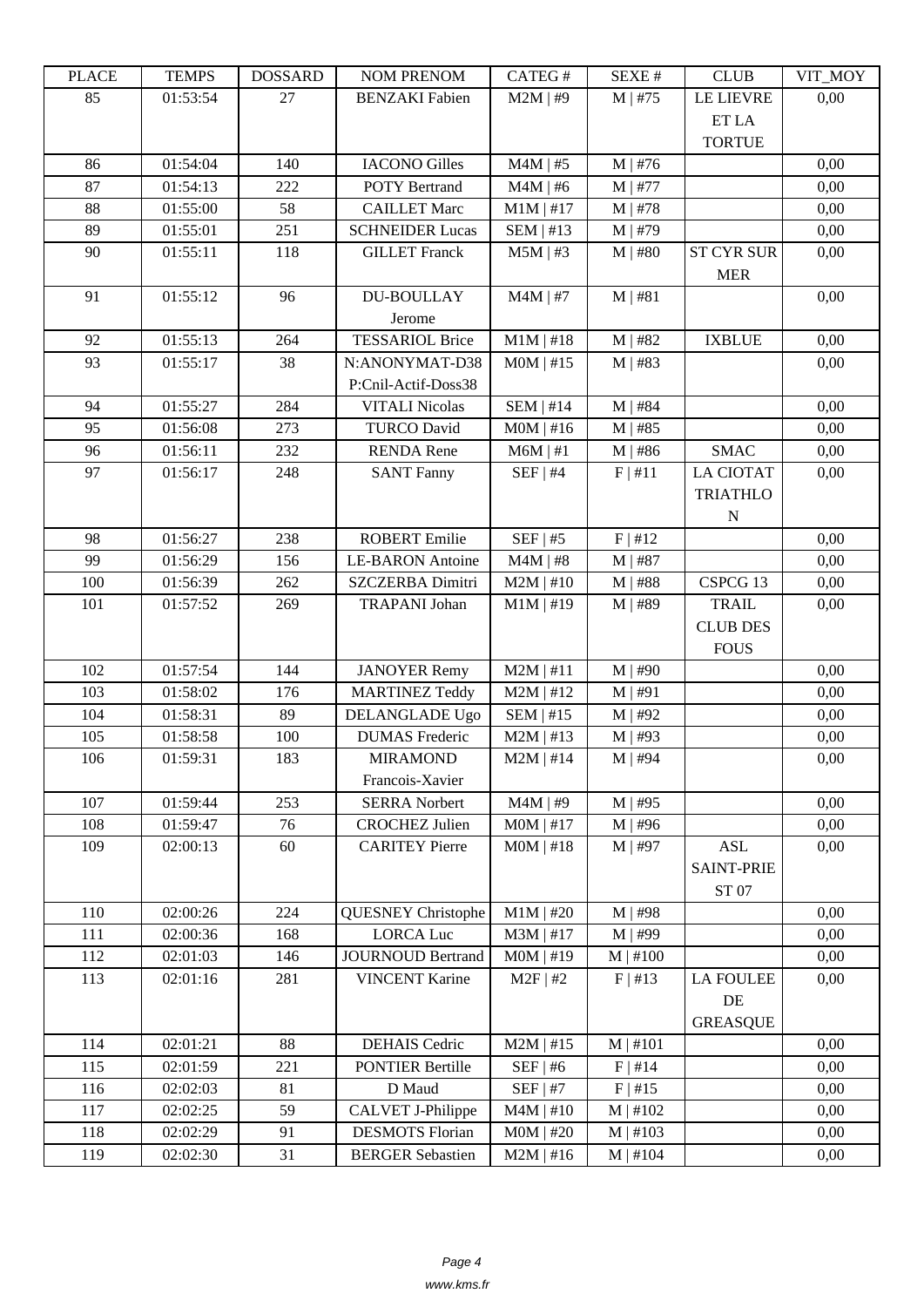| PLACE | TEMPS | DOSSARD | NOM PRENOM | CATEG # | SEXE # | CLUB | VIT_MOY |
|---|---|---|---|---|---|---|---|
| 85 | 01:53:54 | 27 | BENZAKI Fabien | M2M \| #9 | M \| #75 | LE LIEVRE ET LA TORTUE | 0,00 |
| 86 | 01:54:04 | 140 | IACONO Gilles | M4M \| #5 | M \| #76 | | 0,00 |
| 87 | 01:54:13 | 222 | POTY Bertrand | M4M \| #6 | M \| #77 | | 0,00 |
| 88 | 01:55:00 | 58 | CAILLET Marc | M1M \| #17 | M \| #78 | | 0,00 |
| 89 | 01:55:01 | 251 | SCHNEIDER Lucas | SEM \| #13 | M \| #79 | | 0,00 |
| 90 | 01:55:11 | 118 | GILLET Franck | M5M \| #3 | M \| #80 | ST CYR SUR MER | 0,00 |
| 91 | 01:55:12 | 96 | DU-BOULLAY Jerome | M4M \| #7 | M \| #81 | | 0,00 |
| 92 | 01:55:13 | 264 | TESSARIOL Brice | M1M \| #18 | M \| #82 | IXBLUE | 0,00 |
| 93 | 01:55:17 | 38 | N:ANONYMAT-D38 P:Cnil-Actif-Doss38 | M0M \| #15 | M \| #83 | | 0,00 |
| 94 | 01:55:27 | 284 | VITALI Nicolas | SEM \| #14 | M \| #84 | | 0,00 |
| 95 | 01:56:08 | 273 | TURCO David | M0M \| #16 | M \| #85 | | 0,00 |
| 96 | 01:56:11 | 232 | RENDA Rene | M6M \| #1 | M \| #86 | SMAC | 0,00 |
| 97 | 01:56:17 | 248 | SANT Fanny | SEF \| #4 | F \| #11 | LA CIOTAT TRIATHLON | 0,00 |
| 98 | 01:56:27 | 238 | ROBERT Emilie | SEF \| #5 | F \| #12 | | 0,00 |
| 99 | 01:56:29 | 156 | LE-BARON Antoine | M4M \| #8 | M \| #87 | | 0,00 |
| 100 | 01:56:39 | 262 | SZCZERBA Dimitri | M2M \| #10 | M \| #88 | CSPCG 13 | 0,00 |
| 101 | 01:57:52 | 269 | TRAPANI Johan | M1M \| #19 | M \| #89 | TRAIL CLUB DES FOUS | 0,00 |
| 102 | 01:57:54 | 144 | JANOYER Remy | M2M \| #11 | M \| #90 | | 0,00 |
| 103 | 01:58:02 | 176 | MARTINEZ Teddy | M2M \| #12 | M \| #91 | | 0,00 |
| 104 | 01:58:31 | 89 | DELANGLADE Ugo | SEM \| #15 | M \| #92 | | 0,00 |
| 105 | 01:58:58 | 100 | DUMAS Frederic | M2M \| #13 | M \| #93 | | 0,00 |
| 106 | 01:59:31 | 183 | MIRAMOND Francois-Xavier | M2M \| #14 | M \| #94 | | 0,00 |
| 107 | 01:59:44 | 253 | SERRA Norbert | M4M \| #9 | M \| #95 | | 0,00 |
| 108 | 01:59:47 | 76 | CROCHEZ Julien | M0M \| #17 | M \| #96 | | 0,00 |
| 109 | 02:00:13 | 60 | CARITEY Pierre | M0M \| #18 | M \| #97 | ASL SAINT-PRIE ST 07 | 0,00 |
| 110 | 02:00:26 | 224 | QUESNEY Christophe | M1M \| #20 | M \| #98 | | 0,00 |
| 111 | 02:00:36 | 168 | LORCA Luc | M3M \| #17 | M \| #99 | | 0,00 |
| 112 | 02:01:03 | 146 | JOURNOUD Bertrand | M0M \| #19 | M \| #100 | | 0,00 |
| 113 | 02:01:16 | 281 | VINCENT Karine | M2F \| #2 | F \| #13 | LA FOULEE DE GREASQUE | 0,00 |
| 114 | 02:01:21 | 88 | DEHAIS Cedric | M2M \| #15 | M \| #101 | | 0,00 |
| 115 | 02:01:59 | 221 | PONTIER Bertille | SEF \| #6 | F \| #14 | | 0,00 |
| 116 | 02:02:03 | 81 | D Maud | SEF \| #7 | F \| #15 | | 0,00 |
| 117 | 02:02:25 | 59 | CALVET J-Philippe | M4M \| #10 | M \| #102 | | 0,00 |
| 118 | 02:02:29 | 91 | DESMOTS Florian | M0M \| #20 | M \| #103 | | 0,00 |
| 119 | 02:02:30 | 31 | BERGER Sebastien | M2M \| #16 | M \| #104 | | 0,00 |

www.kms.fr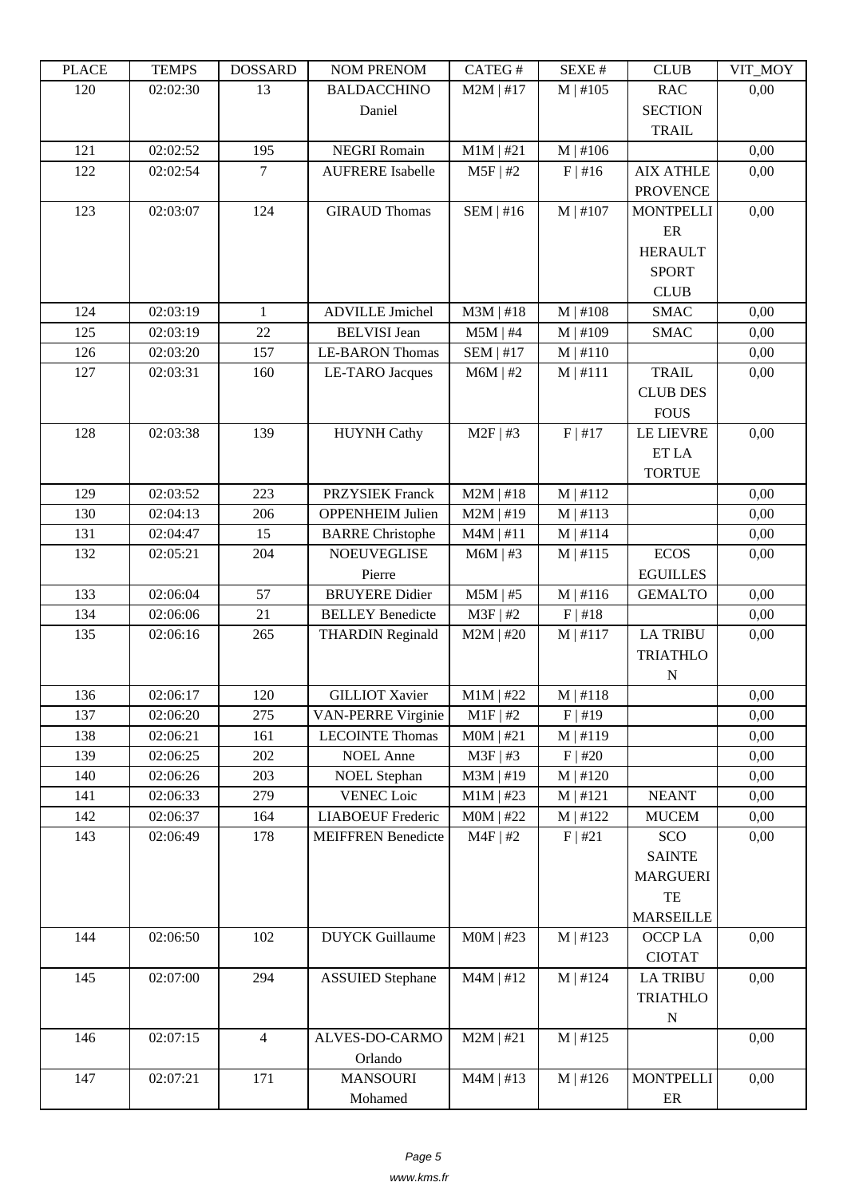| PLACE | TEMPS | DOSSARD | NOM PRENOM | CATEG # | SEXE # | CLUB | VIT_MOY |
|---|---|---|---|---|---|---|---|
| 120 | 02:02:30 | 13 | BALDACCHINO Daniel | M2M \| #17 | M \| #105 | RAC SECTION TRAIL | 0,00 |
| 121 | 02:02:52 | 195 | NEGRI Romain | M1M \| #21 | M \| #106 | | 0,00 |
| 122 | 02:02:54 | 7 | AUFRERE Isabelle | M5F \| #2 | F \| #16 | AIX ATHLE PROVENCE | 0,00 |
| 123 | 02:03:07 | 124 | GIRAUD Thomas | SEM \| #16 | M \| #107 | MONTPELLIER HERAULT SPORT CLUB | 0,00 |
| 124 | 02:03:19 | 1 | ADVILLE Jmichel | M3M \| #18 | M \| #108 | SMAC | 0,00 |
| 125 | 02:03:19 | 22 | BELVISI Jean | M5M \| #4 | M \| #109 | SMAC | 0,00 |
| 126 | 02:03:20 | 157 | LE-BARON Thomas | SEM \| #17 | M \| #110 | | 0,00 |
| 127 | 02:03:31 | 160 | LE-TARO Jacques | M6M \| #2 | M \| #111 | TRAIL CLUB DES FOUS | 0,00 |
| 128 | 02:03:38 | 139 | HUYNH Cathy | M2F \| #3 | F \| #17 | LE LIEVRE ET LA TORTUE | 0,00 |
| 129 | 02:03:52 | 223 | PRZYSIEK Franck | M2M \| #18 | M \| #112 | | 0,00 |
| 130 | 02:04:13 | 206 | OPPENHEIM Julien | M2M \| #19 | M \| #113 | | 0,00 |
| 131 | 02:04:47 | 15 | BARRE Christophe | M4M \| #11 | M \| #114 | | 0,00 |
| 132 | 02:05:21 | 204 | NOEUVEGLISE Pierre | M6M \| #3 | M \| #115 | ECOS EGUILLES | 0,00 |
| 133 | 02:06:04 | 57 | BRUYERE Didier | M5M \| #5 | M \| #116 | GEMALTO | 0,00 |
| 134 | 02:06:06 | 21 | BELLEY Benedicte | M3F \| #2 | F \| #18 | | 0,00 |
| 135 | 02:06:16 | 265 | THARDIN Reginald | M2M \| #20 | M \| #117 | LA TRIBU TRIATHLON | 0,00 |
| 136 | 02:06:17 | 120 | GILLIOT Xavier | M1M \| #22 | M \| #118 | | 0,00 |
| 137 | 02:06:20 | 275 | VAN-PERRE Virginie | M1F \| #2 | F \| #19 | | 0,00 |
| 138 | 02:06:21 | 161 | LECOINTE Thomas | M0M \| #21 | M \| #119 | | 0,00 |
| 139 | 02:06:25 | 202 | NOEL Anne | M3F \| #3 | F \| #20 | | 0,00 |
| 140 | 02:06:26 | 203 | NOEL Stephan | M3M \| #19 | M \| #120 | | 0,00 |
| 141 | 02:06:33 | 279 | VENEC Loic | M1M \| #23 | M \| #121 | NEANT | 0,00 |
| 142 | 02:06:37 | 164 | LIABOEUF Frederic | M0M \| #22 | M \| #122 | MUCEM | 0,00 |
| 143 | 02:06:49 | 178 | MEIFFREN Benedicte | M4F \| #2 | F \| #21 | SCO SAINTE MARGUERITE MARSEILLE | 0,00 |
| 144 | 02:06:50 | 102 | DUYCK Guillaume | M0M \| #23 | M \| #123 | OCCP LA CIOTAT | 0,00 |
| 145 | 02:07:00 | 294 | ASSUIED Stephane | M4M \| #12 | M \| #124 | LA TRIBU TRIATHLON | 0,00 |
| 146 | 02:07:15 | 4 | ALVES-DO-CARMO Orlando | M2M \| #21 | M \| #125 | | 0,00 |
| 147 | 02:07:21 | 171 | MANSOURI Mohamed | M4M \| #13 | M \| #126 | MONTPELLIER | 0,00 |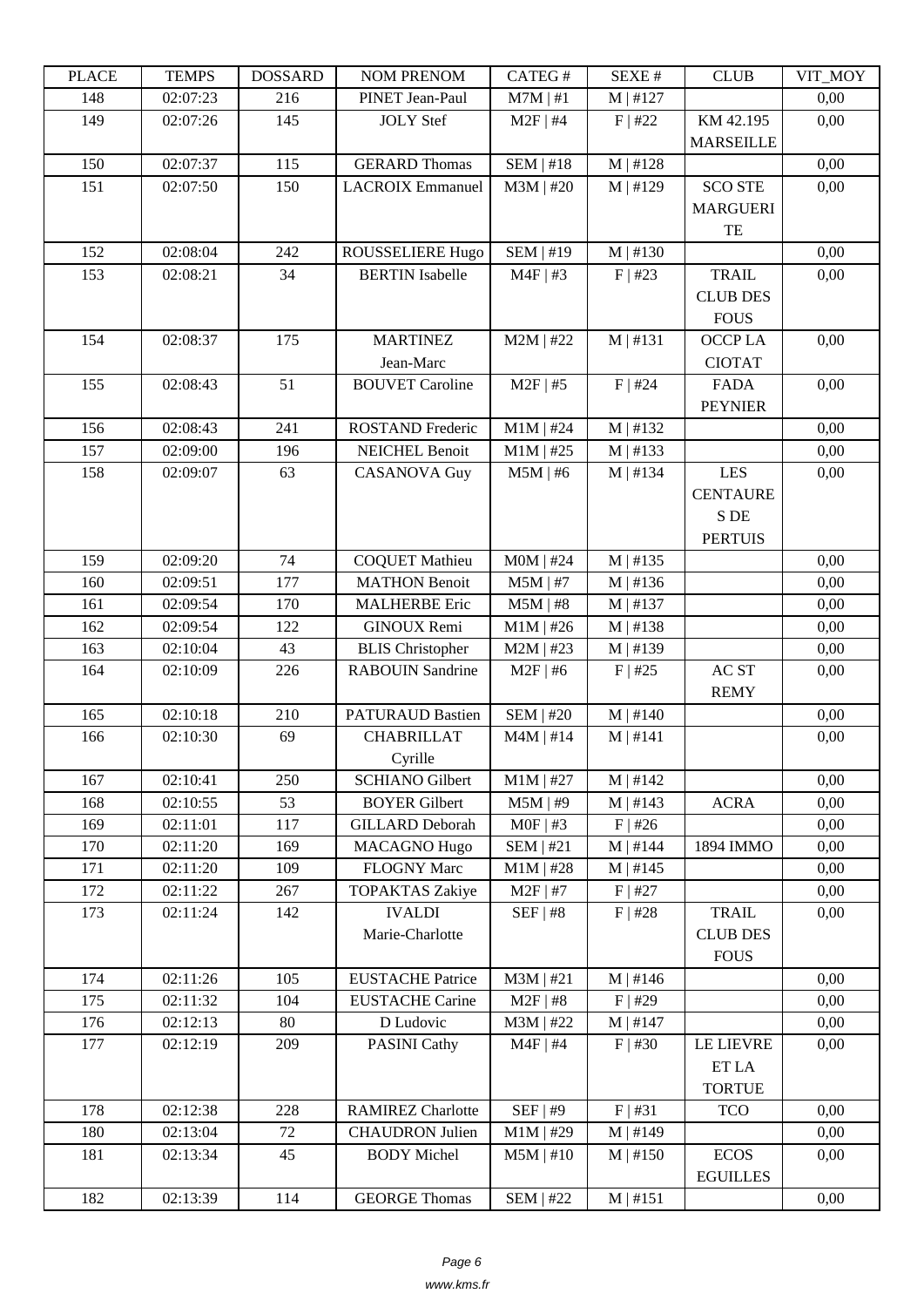| PLACE | TEMPS | DOSSARD | NOM PRENOM | CATEG # | SEXE # | CLUB | VIT_MOY |
|---|---|---|---|---|---|---|---|
| 148 | 02:07:23 | 216 | PINET Jean-Paul | M7M \| #1 | M \| #127 | | 0,00 |
| 149 | 02:07:26 | 145 | JOLY Stef | M2F \| #4 | F \| #22 | KM 42.195 MARSEILLE | 0,00 |
| 150 | 02:07:37 | 115 | GERARD Thomas | SEM \| #18 | M \| #128 | | 0,00 |
| 151 | 02:07:50 | 150 | LACROIX Emmanuel | M3M \| #20 | M \| #129 | SCO STE MARGUERITE | 0,00 |
| 152 | 02:08:04 | 242 | ROUSSELIERE Hugo | SEM \| #19 | M \| #130 | | 0,00 |
| 153 | 02:08:21 | 34 | BERTIN Isabelle | M4F \| #3 | F \| #23 | TRAIL CLUB DES FOUS | 0,00 |
| 154 | 02:08:37 | 175 | MARTINEZ Jean-Marc | M2M \| #22 | M \| #131 | OCCP LA CIOTAT | 0,00 |
| 155 | 02:08:43 | 51 | BOUVET Caroline | M2F \| #5 | F \| #24 | FADA PEYNIER | 0,00 |
| 156 | 02:08:43 | 241 | ROSTAND Frederic | M1M \| #24 | M \| #132 | | 0,00 |
| 157 | 02:09:00 | 196 | NEICHEL Benoit | M1M \| #25 | M \| #133 | | 0,00 |
| 158 | 02:09:07 | 63 | CASANOVA Guy | M5M \| #6 | M \| #134 | LES CENTAURES DE PERTUIS | 0,00 |
| 159 | 02:09:20 | 74 | COQUET Mathieu | M0M \| #24 | M \| #135 | | 0,00 |
| 160 | 02:09:51 | 177 | MATHON Benoit | M5M \| #7 | M \| #136 | | 0,00 |
| 161 | 02:09:54 | 170 | MALHERBE Eric | M5M \| #8 | M \| #137 | | 0,00 |
| 162 | 02:09:54 | 122 | GINOUX Remi | M1M \| #26 | M \| #138 | | 0,00 |
| 163 | 02:10:04 | 43 | BLIS Christopher | M2M \| #23 | M \| #139 | | 0,00 |
| 164 | 02:10:09 | 226 | RABOUIN Sandrine | M2F \| #6 | F \| #25 | AC ST REMY | 0,00 |
| 165 | 02:10:18 | 210 | PATURAUD Bastien | SEM \| #20 | M \| #140 | | 0,00 |
| 166 | 02:10:30 | 69 | CHABRILLAT Cyrille | M4M \| #14 | M \| #141 | | 0,00 |
| 167 | 02:10:41 | 250 | SCHIANO Gilbert | M1M \| #27 | M \| #142 | | 0,00 |
| 168 | 02:10:55 | 53 | BOYER Gilbert | M5M \| #9 | M \| #143 | ACRA | 0,00 |
| 169 | 02:11:01 | 117 | GILLARD Deborah | M0F \| #3 | F \| #26 | | 0,00 |
| 170 | 02:11:20 | 169 | MACAGNO Hugo | SEM \| #21 | M \| #144 | 1894 IMMO | 0,00 |
| 171 | 02:11:20 | 109 | FLOGNY Marc | M1M \| #28 | M \| #145 | | 0,00 |
| 172 | 02:11:22 | 267 | TOPAKTAS Zakiye | M2F \| #7 | F \| #27 | | 0,00 |
| 173 | 02:11:24 | 142 | IVALDI Marie-Charlotte | SEF \| #8 | F \| #28 | TRAIL CLUB DES FOUS | 0,00 |
| 174 | 02:11:26 | 105 | EUSTACHE Patrice | M3M \| #21 | M \| #146 | | 0,00 |
| 175 | 02:11:32 | 104 | EUSTACHE Carine | M2F \| #8 | F \| #29 | | 0,00 |
| 176 | 02:12:13 | 80 | D Ludovic | M3M \| #22 | M \| #147 | | 0,00 |
| 177 | 02:12:19 | 209 | PASINI Cathy | M4F \| #4 | F \| #30 | LE LIEVRE ET LA TORTUE | 0,00 |
| 178 | 02:12:38 | 228 | RAMIREZ Charlotte | SEF \| #9 | F \| #31 | TCO | 0,00 |
| 180 | 02:13:04 | 72 | CHAUDRON Julien | M1M \| #29 | M \| #149 | | 0,00 |
| 181 | 02:13:34 | 45 | BODY Michel | M5M \| #10 | M \| #150 | ECOS EGUILLES | 0,00 |
| 182 | 02:13:39 | 114 | GEORGE Thomas | SEM \| #22 | M \| #151 | | 0,00 |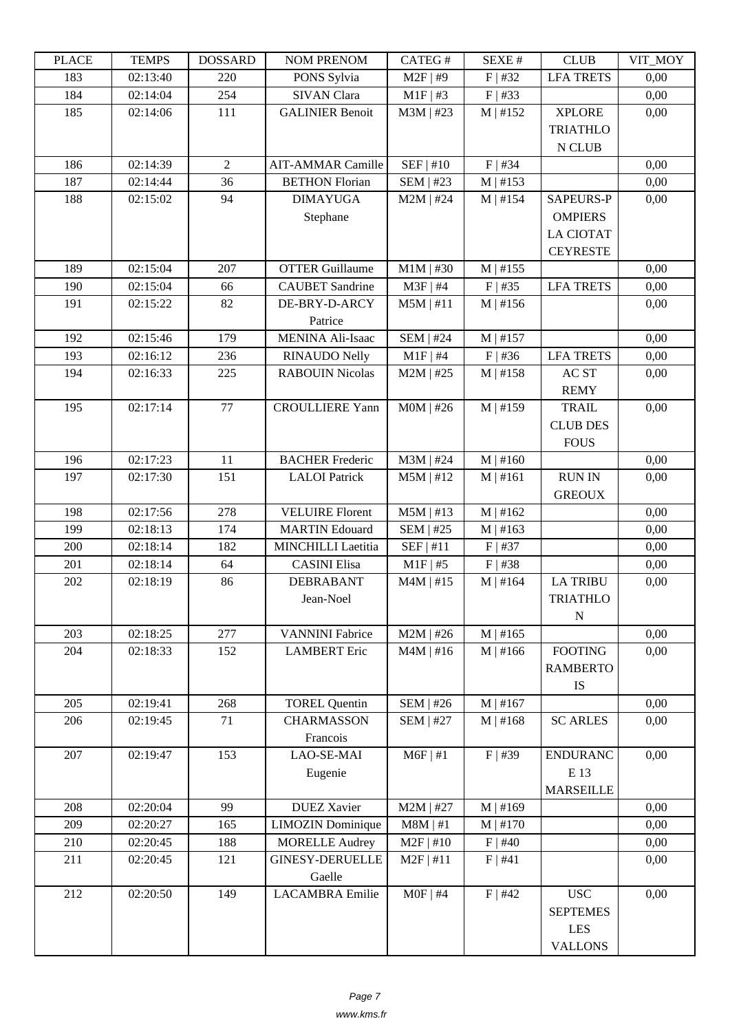| PLACE | TEMPS | DOSSARD | NOM PRENOM | CATEG # | SEXE # | CLUB | VIT_MOY |
|---|---|---|---|---|---|---|---|
| 183 | 02:13:40 | 220 | PONS Sylvia | M2F \| #9 | F \| #32 | LFA TRETS | 0,00 |
| 184 | 02:14:04 | 254 | SIVAN Clara | M1F \| #3 | F \| #33 | | 0,00 |
| 185 | 02:14:06 | 111 | GALINIER Benoit | M3M \| #23 | M \| #152 | XPLORE TRIATHLON CLUB | 0,00 |
| 186 | 02:14:39 | 2 | AIT-AMMAR Camille | SEF \| #10 | F \| #34 | | 0,00 |
| 187 | 02:14:44 | 36 | BETHON Florian | SEM \| #23 | M \| #153 | | 0,00 |
| 188 | 02:15:02 | 94 | DIMAYUGA Stephane | M2M \| #24 | M \| #154 | SAPEURS-POMPIERS LA CIOTAT CEYRESTE | 0,00 |
| 189 | 02:15:04 | 207 | OTTER Guillaume | M1M \| #30 | M \| #155 | | 0,00 |
| 190 | 02:15:04 | 66 | CAUBET Sandrine | M3F \| #4 | F \| #35 | LFA TRETS | 0,00 |
| 191 | 02:15:22 | 82 | DE-BRY-D-ARCY Patrice | M5M \| #11 | M \| #156 | | 0,00 |
| 192 | 02:15:46 | 179 | MENINA Ali-Isaac | SEM \| #24 | M \| #157 | | 0,00 |
| 193 | 02:16:12 | 236 | RINAUDO Nelly | M1F \| #4 | F \| #36 | LFA TRETS | 0,00 |
| 194 | 02:16:33 | 225 | RABOUIN Nicolas | M2M \| #25 | M \| #158 | AC ST REMY | 0,00 |
| 195 | 02:17:14 | 77 | CROULLIERE Yann | M0M \| #26 | M \| #159 | TRAIL CLUB DES FOUS | 0,00 |
| 196 | 02:17:23 | 11 | BACHER Frederic | M3M \| #24 | M \| #160 | | 0,00 |
| 197 | 02:17:30 | 151 | LALOI Patrick | M5M \| #12 | M \| #161 | RUN IN GREOUX | 0,00 |
| 198 | 02:17:56 | 278 | VELUIRE Florent | M5M \| #13 | M \| #162 | | 0,00 |
| 199 | 02:18:13 | 174 | MARTIN Edouard | SEM \| #25 | M \| #163 | | 0,00 |
| 200 | 02:18:14 | 182 | MINCHILLI Laetitia | SEF \| #11 | F \| #37 | | 0,00 |
| 201 | 02:18:14 | 64 | CASINI Elisa | M1F \| #5 | F \| #38 | | 0,00 |
| 202 | 02:18:19 | 86 | DEBRABANT Jean-Noel | M4M \| #15 | M \| #164 | LA TRIBU TRIATHLON | 0,00 |
| 203 | 02:18:25 | 277 | VANNINI Fabrice | M2M \| #26 | M \| #165 | | 0,00 |
| 204 | 02:18:33 | 152 | LAMBERT Eric | M4M \| #16 | M \| #166 | FOOTING RAMBERTOIS | 0,00 |
| 205 | 02:19:41 | 268 | TOREL Quentin | SEM \| #26 | M \| #167 | | 0,00 |
| 206 | 02:19:45 | 71 | CHARMASSON Francois | SEM \| #27 | M \| #168 | SC ARLES | 0,00 |
| 207 | 02:19:47 | 153 | LAO-SE-MAI Eugenie | M6F \| #1 | F \| #39 | ENDURANCE 13 MARSEILLE | 0,00 |
| 208 | 02:20:04 | 99 | DUEZ Xavier | M2M \| #27 | M \| #169 | | 0,00 |
| 209 | 02:20:27 | 165 | LIMOZIN Dominique | M8M \| #1 | M \| #170 | | 0,00 |
| 210 | 02:20:45 | 188 | MORELLE Audrey | M2F \| #10 | F \| #40 | | 0,00 |
| 211 | 02:20:45 | 121 | GINESY-DERUELLE Gaelle | M2F \| #11 | F \| #41 | | 0,00 |
| 212 | 02:20:50 | 149 | LACAMBRA Emilie | M0F \| #4 | F \| #42 | USC SEPTEMES LES VALLONS | 0,00 |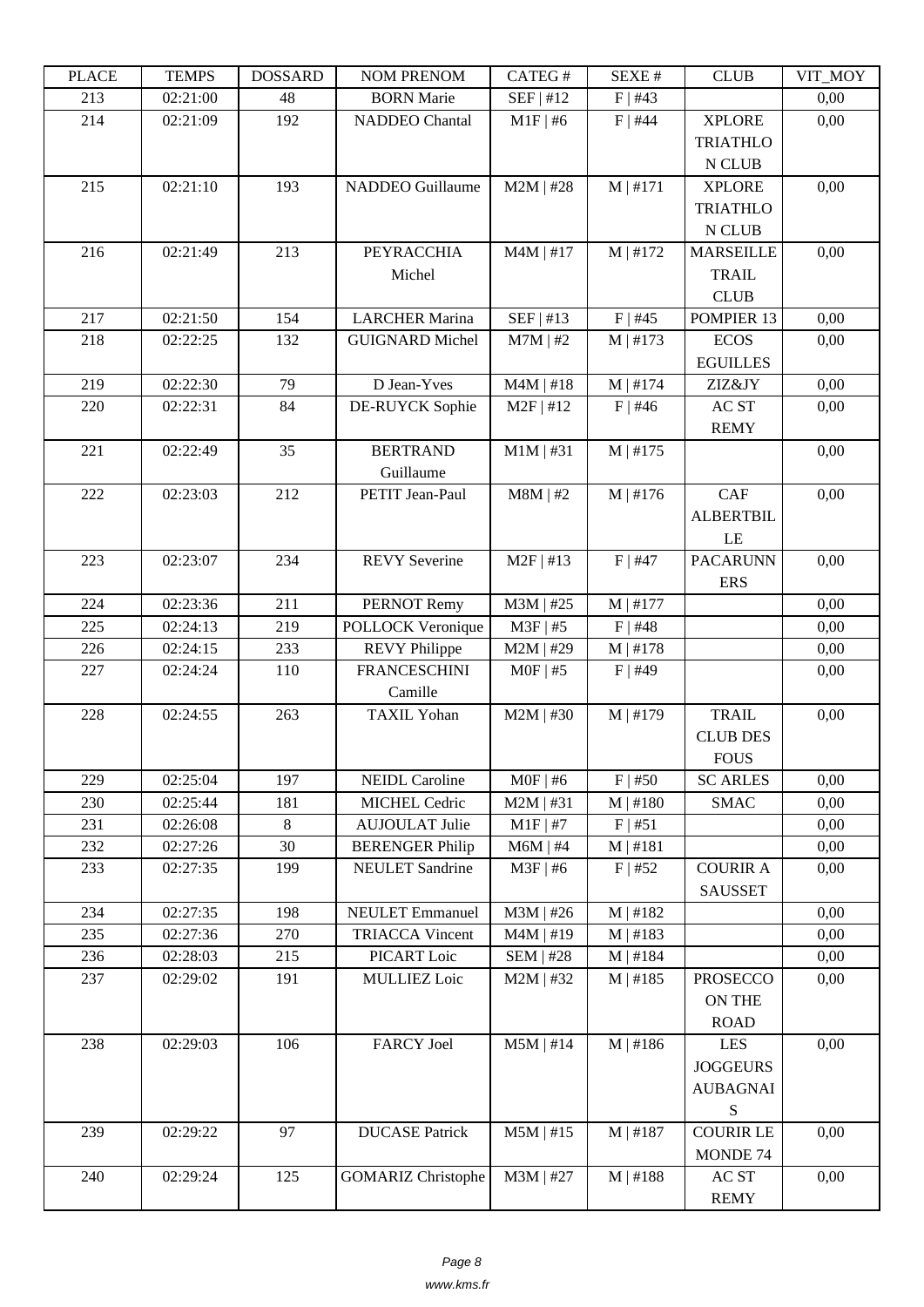| PLACE | TEMPS | DOSSARD | NOM PRENOM | CATEG # | SEXE # | CLUB | VIT_MOY |
| --- | --- | --- | --- | --- | --- | --- | --- |
| 213 | 02:21:00 | 48 | BORN Marie | SEF \| #12 | F \| #43 | | 0,00 |
| 214 | 02:21:09 | 192 | NADDEO Chantal | M1F \| #6 | F \| #44 | XPLORE TRIATHLON CLUB | 0,00 |
| 215 | 02:21:10 | 193 | NADDEO Guillaume | M2M \| #28 | M \| #171 | XPLORE TRIATHLON CLUB | 0,00 |
| 216 | 02:21:49 | 213 | PEYRACCHIA Michel | M4M \| #17 | M \| #172 | MARSEILLE TRAIL CLUB | 0,00 |
| 217 | 02:21:50 | 154 | LARCHER Marina | SEF \| #13 | F \| #45 | POMPIER 13 | 0,00 |
| 218 | 02:22:25 | 132 | GUIGNARD Michel | M7M \| #2 | M \| #173 | ECOS EGUILLES | 0,00 |
| 219 | 02:22:30 | 79 | D Jean-Yves | M4M \| #18 | M \| #174 | ZIZ&JY | 0,00 |
| 220 | 02:22:31 | 84 | DE-RUYCK Sophie | M2F \| #12 | F \| #46 | AC ST REMY | 0,00 |
| 221 | 02:22:49 | 35 | BERTRAND Guillaume | M1M \| #31 | M \| #175 | | 0,00 |
| 222 | 02:23:03 | 212 | PETIT Jean-Paul | M8M \| #2 | M \| #176 | CAF ALBERTBILLE | 0,00 |
| 223 | 02:23:07 | 234 | REVY Severine | M2F \| #13 | F \| #47 | PACARUNNERS | 0,00 |
| 224 | 02:23:36 | 211 | PERNOT Remy | M3M \| #25 | M \| #177 | | 0,00 |
| 225 | 02:24:13 | 219 | POLLOCK Veronique | M3F \| #5 | F \| #48 | | 0,00 |
| 226 | 02:24:15 | 233 | REVY Philippe | M2M \| #29 | M \| #178 | | 0,00 |
| 227 | 02:24:24 | 110 | FRANCESCHINI Camille | M0F \| #5 | F \| #49 | | 0,00 |
| 228 | 02:24:55 | 263 | TAXIL Yohan | M2M \| #30 | M \| #179 | TRAIL CLUB DES FOUS | 0,00 |
| 229 | 02:25:04 | 197 | NEIDL Caroline | M0F \| #6 | F \| #50 | SC ARLES | 0,00 |
| 230 | 02:25:44 | 181 | MICHEL Cedric | M2M \| #31 | M \| #180 | SMAC | 0,00 |
| 231 | 02:26:08 | 8 | AUJOULAT Julie | M1F \| #7 | F \| #51 | | 0,00 |
| 232 | 02:27:26 | 30 | BERENGER Philip | M6M \| #4 | M \| #181 | | 0,00 |
| 233 | 02:27:35 | 199 | NEULET Sandrine | M3F \| #6 | F \| #52 | COURIR A SAUSSET | 0,00 |
| 234 | 02:27:35 | 198 | NEULET Emmanuel | M3M \| #26 | M \| #182 | | 0,00 |
| 235 | 02:27:36 | 270 | TRIACCA Vincent | M4M \| #19 | M \| #183 | | 0,00 |
| 236 | 02:28:03 | 215 | PICART Loic | SEM \| #28 | M \| #184 | | 0,00 |
| 237 | 02:29:02 | 191 | MULLIEZ Loic | M2M \| #32 | M \| #185 | PROSECCO ON THE ROAD | 0,00 |
| 238 | 02:29:03 | 106 | FARCY Joel | M5M \| #14 | M \| #186 | LES JOGGEURS AUBAGNAIS | 0,00 |
| 239 | 02:29:22 | 97 | DUCASE Patrick | M5M \| #15 | M \| #187 | COURIR LE MONDE 74 | 0,00 |
| 240 | 02:29:24 | 125 | GOMARIZ Christophe | M3M \| #27 | M \| #188 | AC ST REMY | 0,00 |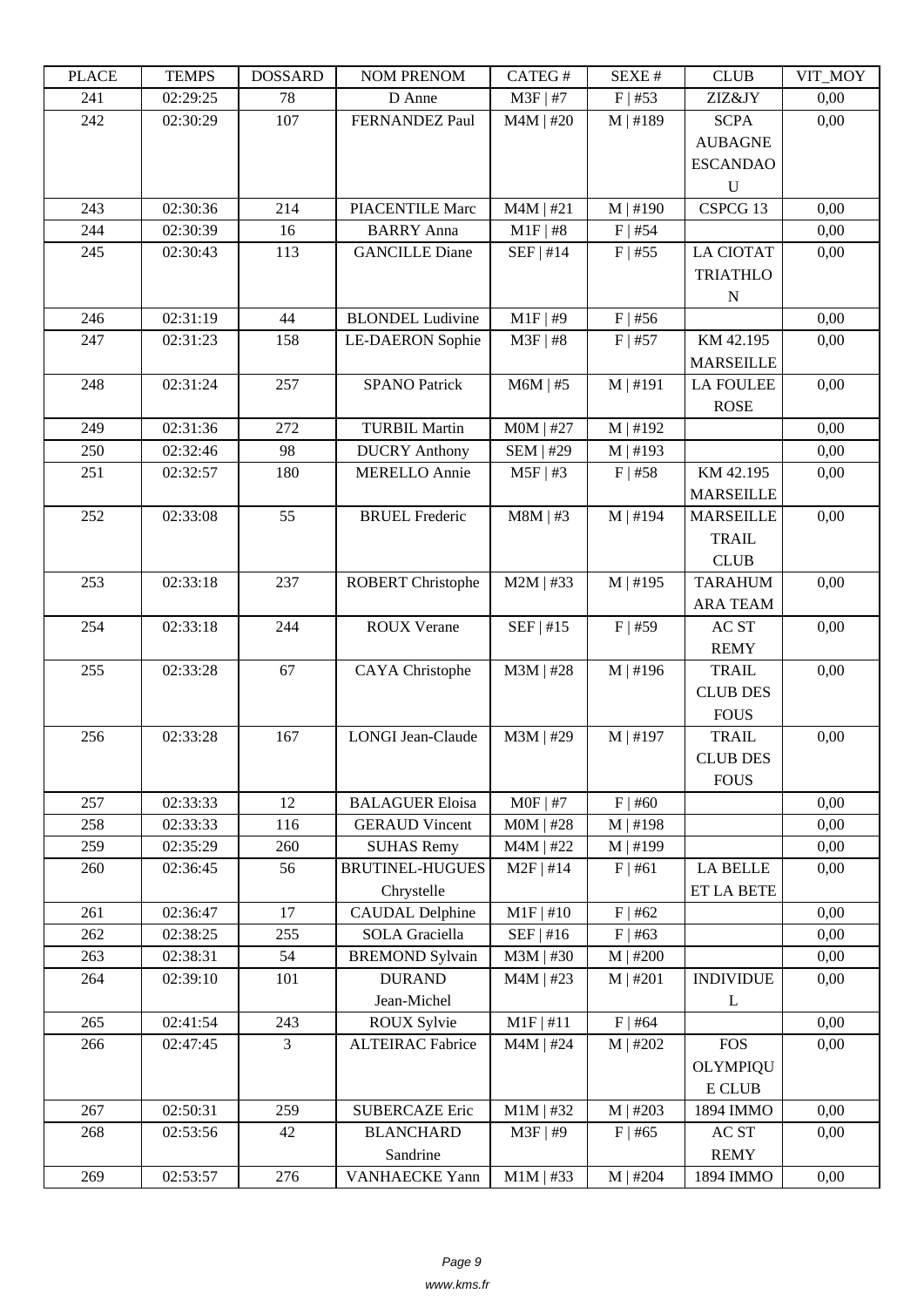| PLACE | TEMPS | DOSSARD | NOM PRENOM | CATEG # | SEXE # | CLUB | VIT_MOY |
| --- | --- | --- | --- | --- | --- | --- | --- |
| 241 | 02:29:25 | 78 | D Anne | M3F \| #7 | F \| #53 | ZIZ&JY | 0,00 |
| 242 | 02:30:29 | 107 | FERNANDEZ Paul | M4M \| #20 | M \| #189 | SCPA AUBAGNE ESCANDAOU | 0,00 |
| 243 | 02:30:36 | 214 | PIACENTILE Marc | M4M \| #21 | M \| #190 | CSPCG 13 | 0,00 |
| 244 | 02:30:39 | 16 | BARRY Anna | M1F \| #8 | F \| #54 | | 0,00 |
| 245 | 02:30:43 | 113 | GANCILLE Diane | SEF \| #14 | F \| #55 | LA CIOTAT TRIATHLON | 0,00 |
| 246 | 02:31:19 | 44 | BLONDEL Ludivine | M1F \| #9 | F \| #56 | | 0,00 |
| 247 | 02:31:23 | 158 | LE-DAERON Sophie | M3F \| #8 | F \| #57 | KM 42.195 MARSEILLE | 0,00 |
| 248 | 02:31:24 | 257 | SPANO Patrick | M6M \| #5 | M \| #191 | LA FOULEE ROSE | 0,00 |
| 249 | 02:31:36 | 272 | TURBIL Martin | M0M \| #27 | M \| #192 | | 0,00 |
| 250 | 02:32:46 | 98 | DUCRY Anthony | SEM \| #29 | M \| #193 | | 0,00 |
| 251 | 02:32:57 | 180 | MERELLO Annie | M5F \| #3 | F \| #58 | KM 42.195 MARSEILLE | 0,00 |
| 252 | 02:33:08 | 55 | BRUEL Frederic | M8M \| #3 | M \| #194 | MARSEILLE TRAIL CLUB | 0,00 |
| 253 | 02:33:18 | 237 | ROBERT Christophe | M2M \| #33 | M \| #195 | TARAHUMARA TEAM | 0,00 |
| 254 | 02:33:18 | 244 | ROUX Verane | SEF \| #15 | F \| #59 | AC ST REMY | 0,00 |
| 255 | 02:33:28 | 67 | CAYA Christophe | M3M \| #28 | M \| #196 | TRAIL CLUB DES FOUS | 0,00 |
| 256 | 02:33:28 | 167 | LONGI Jean-Claude | M3M \| #29 | M \| #197 | TRAIL CLUB DES FOUS | 0,00 |
| 257 | 02:33:33 | 12 | BALAGUER Eloisa | M0F \| #7 | F \| #60 | | 0,00 |
| 258 | 02:33:33 | 116 | GERAUD Vincent | M0M \| #28 | M \| #198 | | 0,00 |
| 259 | 02:35:29 | 260 | SUHAS Remy | M4M \| #22 | M \| #199 | | 0,00 |
| 260 | 02:36:45 | 56 | BRUTINEL-HUGUES Chrystelle | M2F \| #14 | F \| #61 | LA BELLE ET LA BETE | 0,00 |
| 261 | 02:36:47 | 17 | CAUDAL Delphine | M1F \| #10 | F \| #62 | | 0,00 |
| 262 | 02:38:25 | 255 | SOLA Graciella | SEF \| #16 | F \| #63 | | 0,00 |
| 263 | 02:38:31 | 54 | BREMOND Sylvain | M3M \| #30 | M \| #200 | | 0,00 |
| 264 | 02:39:10 | 101 | DURAND Jean-Michel | M4M \| #23 | M \| #201 | INDIVIDUEL | 0,00 |
| 265 | 02:41:54 | 243 | ROUX Sylvie | M1F \| #11 | F \| #64 | | 0,00 |
| 266 | 02:47:45 | 3 | ALTEIRAC Fabrice | M4M \| #24 | M \| #202 | FOS OLYMPIQUE CLUB | 0,00 |
| 267 | 02:50:31 | 259 | SUBERCAZE Eric | M1M \| #32 | M \| #203 | 1894 IMMO | 0,00 |
| 268 | 02:53:56 | 42 | BLANCHARD Sandrine | M3F \| #9 | F \| #65 | AC ST REMY | 0,00 |
| 269 | 02:53:57 | 276 | VANHAECKE Yann | M1M \| #33 | M \| #204 | 1894 IMMO | 0,00 |